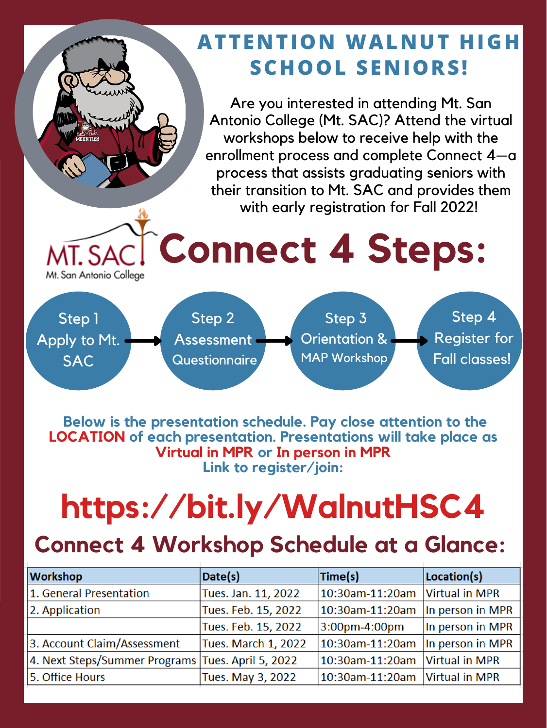# ATTENTION WALNUT HIGH SCHOOL SENIORS!

Are you interested in attending Mt. San Antonio College (Mt. SAC)? Attend the virtual workshops below to receive help with the enrollment process and complete Connect 4—a process that assists graduating seniors with their transition to Mt. SAC and provides them with early registration for Fall 2022!

MT. SAC
Mt. San Antonio College

# Connect 4 Steps:

Step 1 Apply to Mt. SAC → Step 2 Assessment Questionnaire → Step 3 Orientation & MAP Workshop → Step 4 Register for Fall classes!

**Below is the presentation schedule. Pay close attention to the LOCATION of each presentation. Presentations will take place as Virtual in MPR or In person in MPR**
**Link to register/join:**

# https://bit.ly/WalnutHSC4

## Connect 4 Workshop Schedule at a Glance:

| Workshop | Date(s) | Time(s) | Location(s) |
|---|---|---|---|
| 1. General Presentation | Tues. Jan. 11, 2022 | 10:30am-11:20am | Virtual in MPR |
| 2. Application | Tues. Feb. 15, 2022 | 10:30am-11:20am | In person in MPR |
| | Tues. Feb. 15, 2022 | 3:00pm-4:00pm | In person in MPR |
| 3. Account Claim/Assessment | Tues. March 1, 2022 | 10:30am-11:20am | In person in MPR |
| 4. Next Steps/Summer Programs | Tues. April 5, 2022 | 10:30am-11:20am | Virtual in MPR |
| 5. Office Hours | Tues. May 3, 2022 | 10:30am-11:20am | Virtual in MPR |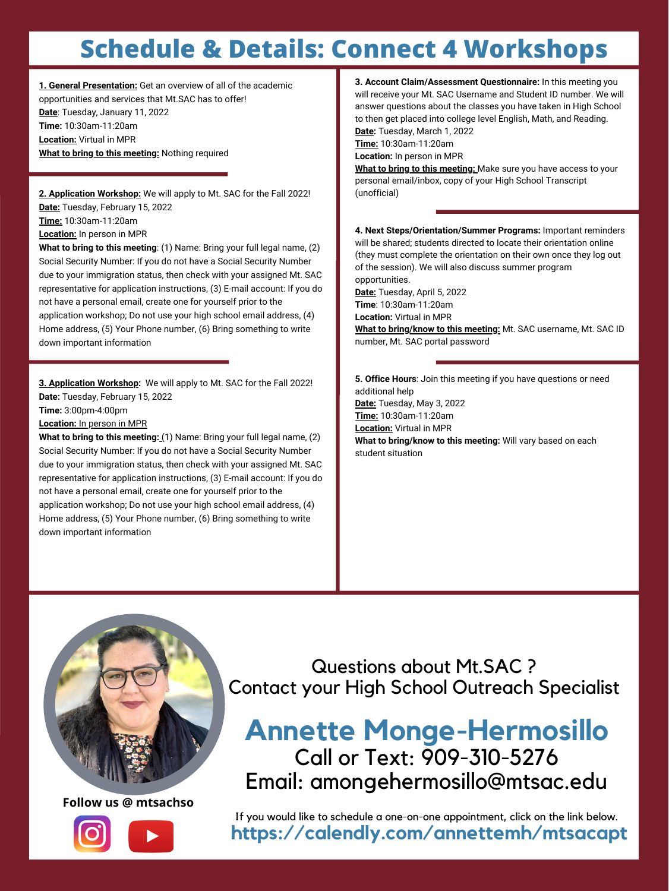# Schedule & Details: Connect 4 Workshops

**1. General Presentation:** Get an overview of all of the academic opportunities and services that Mt.SAC has to offer!
**Date**: Tuesday, January 11, 2022
**Time:** 10:30am-11:20am
**Location:** Virtual in MPR
**What to bring to this meeting:** Nothing required

**2. Application Workshop:** We will apply to Mt. SAC for the Fall 2022!
**Date:** Tuesday, February 15, 2022
**Time:** 10:30am-11:20am
**Location:** In person in MPR
**What to bring to this meeting**: (1) Name: Bring your full legal name, (2) Social Security Number: If you do not have a Social Security Number due to your immigration status, then check with your assigned Mt. SAC representative for application instructions, (3) E-mail account: If you do not have a personal email, create one for yourself prior to the application workshop; Do not use your high school email address, (4) Home address, (5) Your Phone number, (6) Bring something to write down important information

**3. Application Workshop**: We will apply to Mt. SAC for the Fall 2022!
**Date:** Tuesday, February 15, 2022
**Time:** 3:00pm-4:00pm
**Location:** In person in MPR
**What to bring to this meeting:** (1) Name: Bring your full legal name, (2) Social Security Number: If you do not have a Social Security Number due to your immigration status, then check with your assigned Mt. SAC representative for application instructions, (3) E-mail account: If you do not have a personal email, create one for yourself prior to the application workshop; Do not use your high school email address, (4) Home address, (5) Your Phone number, (6) Bring something to write down important information

**3. Account Claim/Assessment Questionnaire:** In this meeting you will receive your Mt. SAC Username and Student ID number. We will answer questions about the classes you have taken in High School to then get placed into college level English, Math, and Reading.
**Date:** Tuesday, March 1, 2022
**Time:** 10:30am-11:20am
**Location:** In person in MPR
**What to bring to this meeting:** Make sure you have access to your personal email/inbox, copy of your High School Transcript (unofficial)

**4. Next Steps/Orientation/Summer Programs:** Important reminders will be shared; students directed to locate their orientation online (they must complete the orientation on their own once they log out of the session). We will also discuss summer program opportunities.
**Date:** Tuesday, April 5, 2022
**Time**: 10:30am-11:20am
**Location:** Virtual in MPR
**What to bring/know to this meeting:** Mt. SAC username, Mt. SAC ID number, Mt. SAC portal password

**5. Office Hours**: Join this meeting if you have questions or need additional help
**Date:** Tuesday, May 3, 2022
**Time:** 10:30am-11:20am
**Location:** Virtual in MPR
**What to bring/know to this meeting:** Will vary based on each student situation

Questions about Mt.SAC ?
Contact your High School Outreach Specialist

## Annette Monge-Hermosillo

Call or Text: 909-310-5276
Email: amongehermosillo@mtsac.edu

**Follow us @ mtsachso**

If you would like to schedule a one-on-one appointment, click on the link below.
**https://calendly.com/annettemh/mtsacapt**